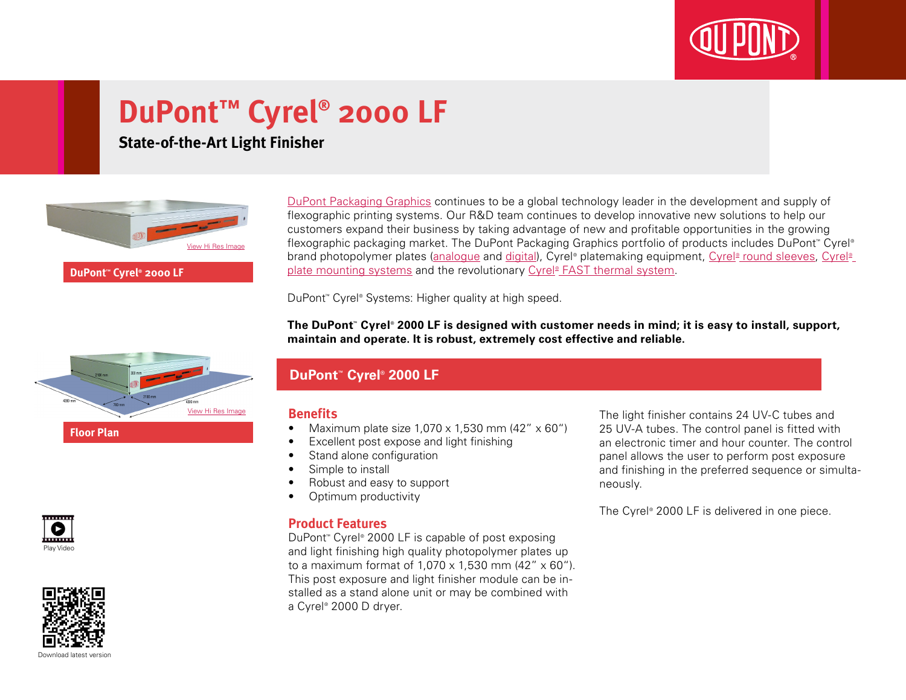# DuPont™ Cyrel® 2000 LF

## State-of-the-Art Light Finisher

View Hi Res Image

**DuPont™ Cyrel® 2000 LF**

View Hi Res Image

**Floor Plan**

Play Video

Download latest version

DuPont Packaging Graphics continues to be a global technology leader in the development and supply of flexographic printing systems. Our R&D team continues to develop innovative new solutions to help our customers expand their business by taking advantage of new and profitable opportunities in the growing flexographic packaging market. The DuPont Packaging Graphics portfolio of products includes DuPont™ Cyrel® brand photopolymer plates (analogue and digital), Cyrel® platemaking equipment, Cyrel® round sleeves, Cyrel® plate mounting systems and the revolutionary Cyrel® FAST thermal system.

DuPont™ Cyrel® Systems: Higher quality at high speed.

**The DuPont™ Cyrel® 2000 LF is designed with customer needs in mind; it is easy to install, support, maintain and operate. It is robust, extremely cost effective and reliable.**

## DuPont™ Cyrel® 2000 LF

### Benefits

- Maximum plate size 1,070 x 1,530 mm (42" x 60")
- Excellent post expose and light finishing
- Stand alone configuration
- Simple to install
- Robust and easy to support
- Optimum productivity

### Product Features

DuPont™ Cyrel® 2000 LF is capable of post exposing and light finishing high quality photopolymer plates up to a maximum format of 1,070 x 1,530 mm (42" x 60"). This post exposure and light finisher module can be installed as a stand alone unit or may be combined with a Cyrel® 2000 D dryer.

The light finisher contains 24 UV-C tubes and 25 UV-A tubes. The control panel is fitted with an electronic timer and hour counter. The control panel allows the user to perform post exposure and finishing in the preferred sequence or simultaneously.

The Cyrel® 2000 LF is delivered in one piece.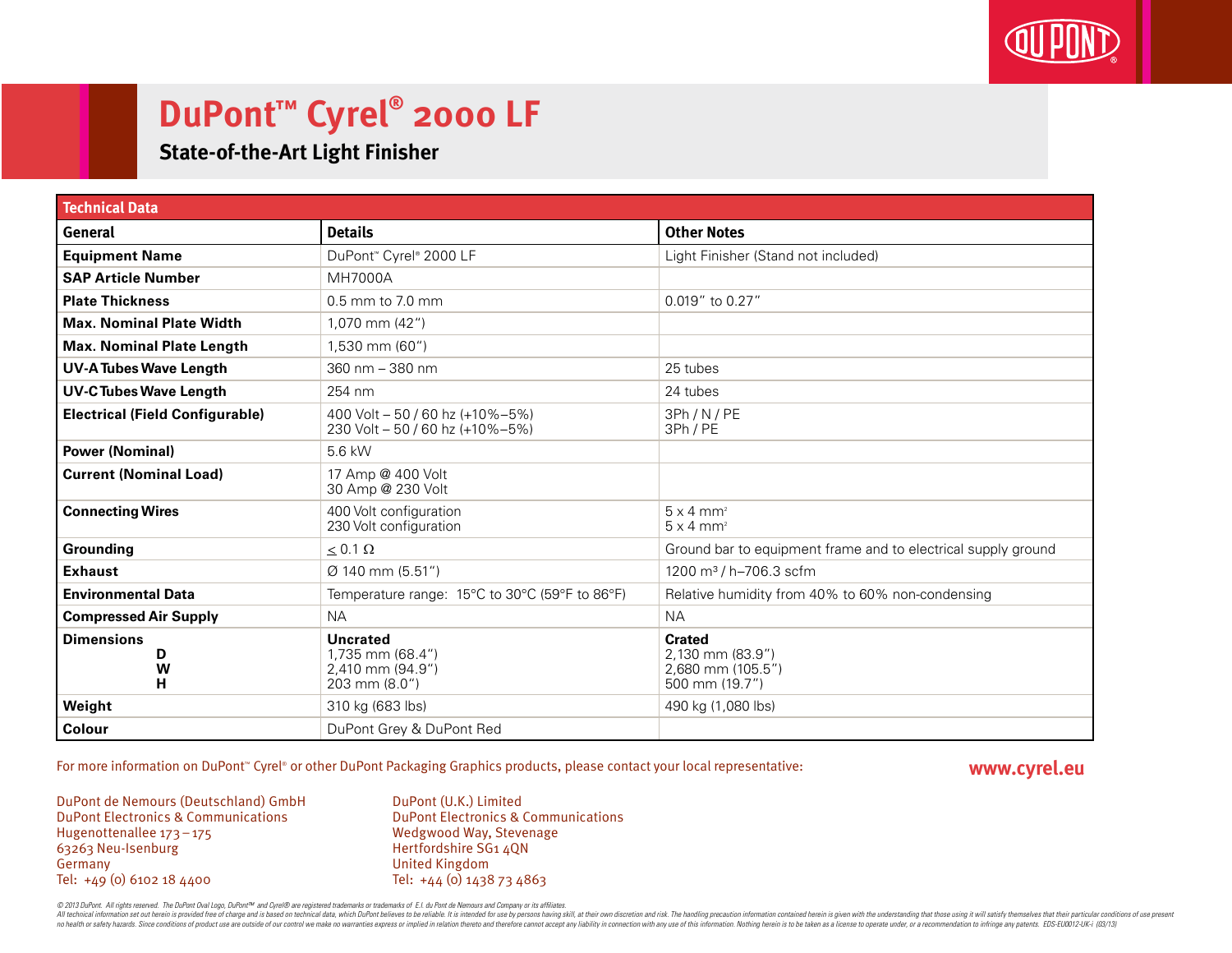# DuPont™ Cyrel® 2000 LF

## State-of-the-Art Light Finisher

| Technical Data | | |
|---|---|---|
| **General** | **Details** | **Other Notes** |
| **Equipment Name** | DuPont™ Cyrel® 2000 LF | Light Finisher (Stand not included) |
| **SAP Article Number** | MH7000A | |
| **Plate Thickness** | 0.5 mm to 7.0 mm | 0.019" to 0.27" |
| **Max. Nominal Plate Width** | 1,070 mm (42") | |
| **Max. Nominal Plate Length** | 1,530 mm (60") | |
| **UV-A Tubes Wave Length** | 360 nm – 380 nm | 25 tubes |
| **UV-C Tubes Wave Length** | 254 nm | 24 tubes |
| **Electrical (Field Configurable)** | 400 Volt – 50 / 60 hz (+10%–5%)<br>230 Volt – 50 / 60 hz (+10%–5%) | 3Ph / N / PE<br>3Ph / PE |
| **Power (Nominal)** | 5.6 kW | |
| **Current (Nominal Load)** | 17 Amp @ 400 Volt<br>30 Amp @ 230 Volt | |
| **Connecting Wires** | 400 Volt configuration<br>230 Volt configuration | 5 x 4 $mm^2$<br>5 x 4 $mm^2$ |
| **Grounding** | $\leq$ 0.1 Ω | Ground bar to equipment frame and to electrical supply ground |
| **Exhaust** | Ø 140 mm (5.51") | 1200 $m^3$ / h–706.3 scfm |
| **Environmental Data** | Temperature range: 15°C to 30°C (59°F to 86°F) | Relative humidity from 40% to 60% non-condensing |
| **Compressed Air Supply** | NA | NA |
| **Dimensions**<br>**D**<br>**W**<br>**H** | **Uncrated**<br>1,735 mm (68.4")<br>2,410 mm (94.9")<br>203 mm (8.0") | **Crated**<br>2,130 mm (83.9")<br>2,680 mm (105.5")<br>500 mm (19.7") |
| **Weight** | 310 kg (683 lbs) | 490 kg (1,080 lbs) |
| **Colour** | DuPont Grey & DuPont Red | |

For more information on DuPont™ Cyrel® or other DuPont Packaging Graphics products, please contact your local representative:

**www.cyrel.eu**

DuPont de Nemours (Deutschland) GmbH
DuPont Electronics & Communications
Hugenottenallee 173 – 175
63263 Neu-Isenburg
Germany
Tel: +49 (0) 6102 18 4400

DuPont (U.K.) Limited
DuPont Electronics & Communications
Wedgwood Way, Stevenage
Hertfordshire SG1 4QN
United Kingdom
Tel: +44 (0) 1438 73 4863

*© 2013 DuPont. All rights reserved. The DuPont Oval Logo, DuPont™ and Cyrel® are registered trademarks or trademarks of E.I. du Pont de Nemours and Company or its affiliates.*
*All technical information set out herein is provided free of charge and is based on technical data, which DuPont believes to be reliable. It is intended for use by persons having skill, at their own discretion and risk. The handling precaution information contained herein is given with the understanding that those using it will satisfy themselves that their particular conditions of use present no health or safety hazards. Since conditions of product use are outside of our control we make no warranties express or implied in relation thereto and therefore cannot accept any liability in connection with any use of this information. Nothing herein is to be taken as a license to operate under, or a recommendation to infringe any patents. EDS-EU0012-UK-i (03/13)*